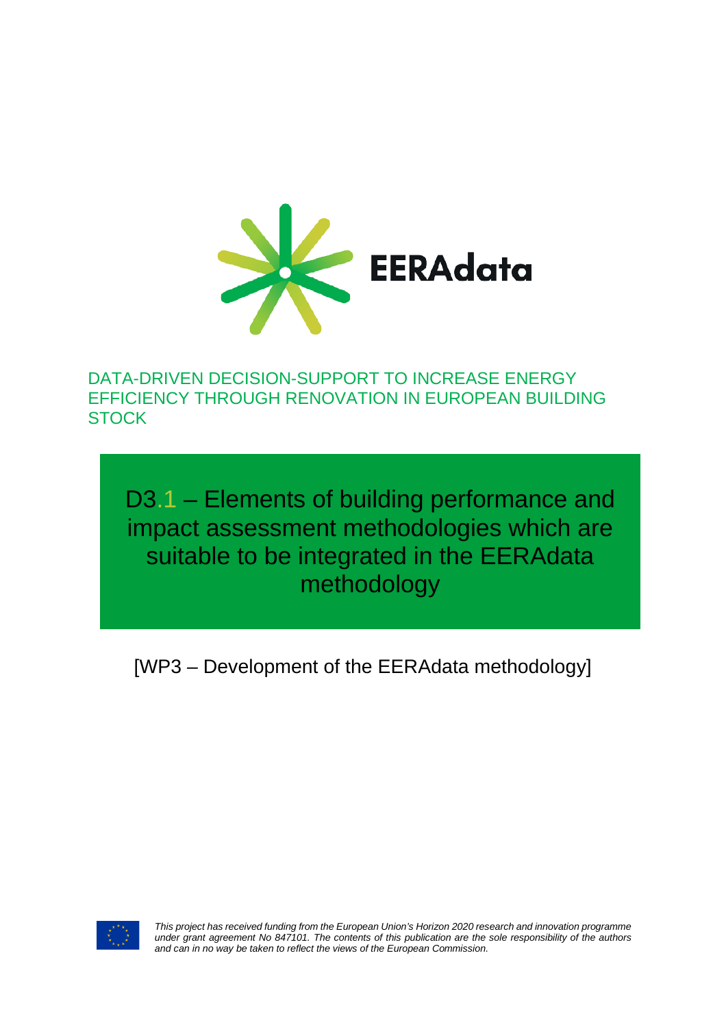EERAdata

DATA-DRIVEN DECISION-SUPPORT TO INCREASE ENERGY EFFICIENCY THROUGH RENOVATION IN EUROPEAN BUILDING STOCK

# D3.1 – Elements of building performance and impact assessment methodologies which are suitable to be integrated in the EERAdata methodology

[WP3 – Development of the EERAdata methodology]

*This project has received funding from the European Union's Horizon 2020 research and innovation programme under grant agreement No 847101. The contents of this publication are the sole responsibility of the authors and can in no way be taken to reflect the views of the European Commission.*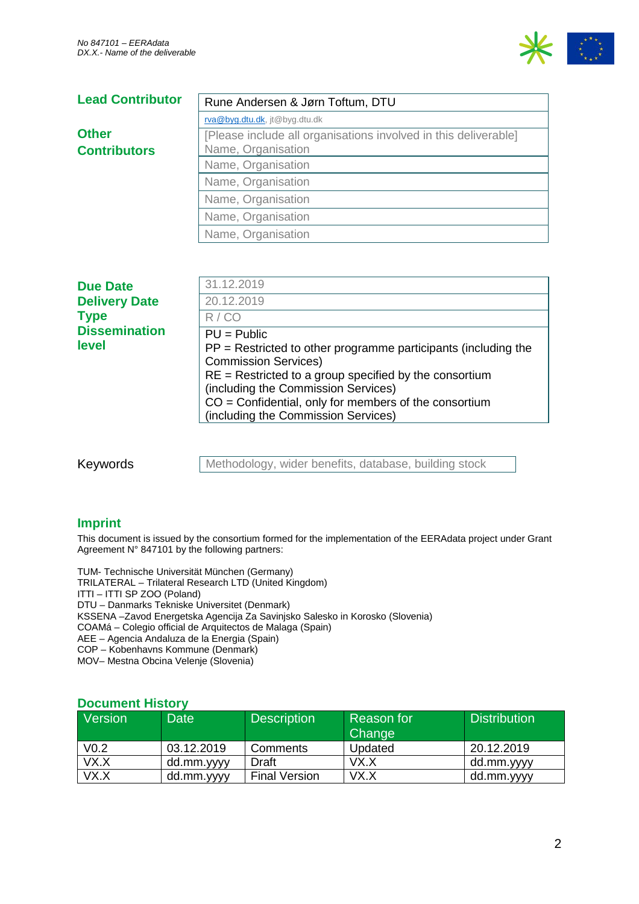| **Lead Contributor** | Rune Andersen & Jørn Toftum, DTU |
|---|---|
| | rva@byg.dtu.dk, jt@byg.dtu.dk |
| **Other Contributors** | [Please include all organisations involved in this deliverable] Name, Organisation |
| | Name, Organisation |
| | Name, Organisation |
| | Name, Organisation |
| | Name, Organisation |
| | Name, Organisation |

| | |
|---|---|
| **Due Date** | 31.12.2019 |
| **Delivery Date** | 20.12.2019 |
| **Type** | R / CO |
| **Dissemination level** | PU = Public<br>PP = Restricted to other programme participants (including the Commission Services)<br>RE = Restricted to a group specified by the consortium (including the Commission Services)<br>CO = Confidential, only for members of the consortium (including the Commission Services) |

| | |
|---|---|
| Keywords | Methodology, wider benefits, database, building stock |

## Imprint

This document is issued by the consortium formed for the implementation of the EERAdata project under Grant Agreement N° 847101 by the following partners:

TUM- Technische Universität München (Germany)
TRILATERAL – Trilateral Research LTD (United Kingdom)
ITTI – ITTI SP ZOO (Poland)
DTU – Danmarks Tekniske Universitet (Denmark)
KSSENA –Zavod Energetska Agencija Za Savinjsko Salesko in Korosko (Slovenia)
COAMá – Colegio official de Arquitectos de Malaga (Spain)
AEE – Agencia Andaluza de la Energia (Spain)
COP – Kobenhavns Kommune (Denmark)
MOV– Mestna Obcina Velenje (Slovenia)

## Document History

| Version | Date | Description | Reason for Change | Distribution |
|---|---|---|---|---|
| V0.2 | 03.12.2019 | Comments | Updated | 20.12.2019 |
| VX.X | dd.mm.yyyy | Draft | VX.X | dd.mm.yyyy |
| VX.X | dd.mm.yyyy | Final Version | VX.X | dd.mm.yyyy |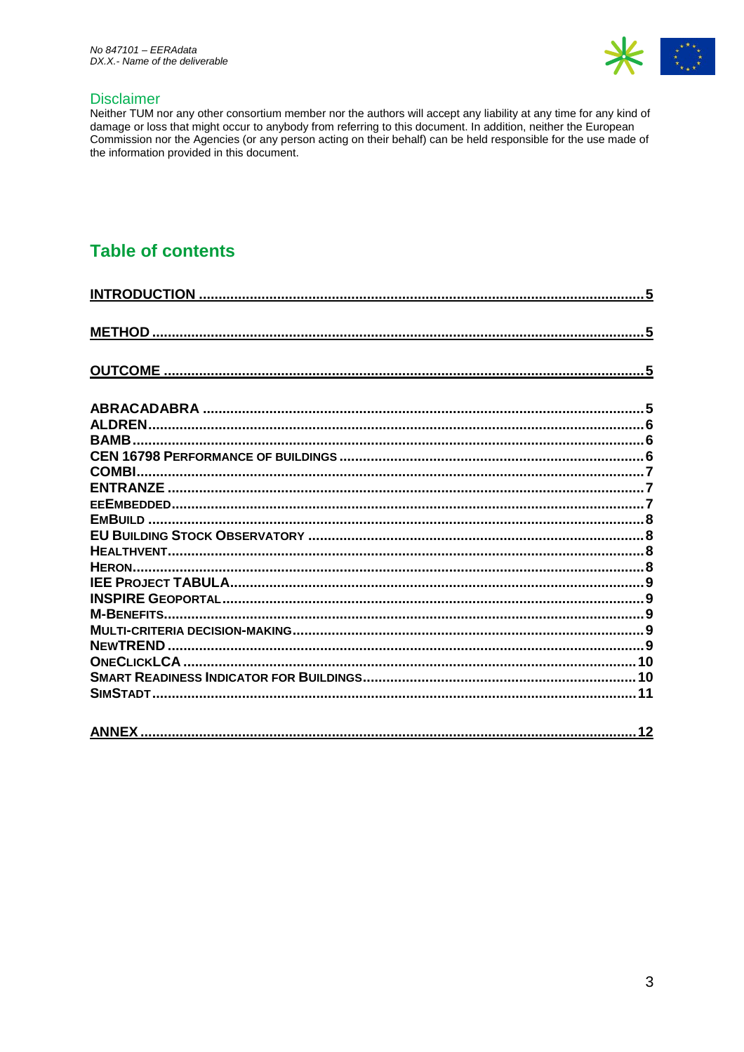## Disclaimer

Neither TUM nor any other consortium member nor the authors will accept any liability at any time for any kind of damage or loss that might occur to anybody from referring to this document. In addition, neither the European Commission nor the Agencies (or any person acting on their behalf) can be held responsible for the use made of the information provided in this document.

## Table of contents

INTRODUCTION ..... 5

METHOD ..... 5

OUTCOME ..... 5

ABRACADABRA ..... 5
ALDREN ..... 6
BAMB ..... 6
CEN 16798 PERFORMANCE OF BUILDINGS ..... 6
COMBI ..... 7
ENTRANZE ..... 7
EEEMBEDDED ..... 7
EMBUILD ..... 8
EU BUILDING STOCK OBSERVATORY ..... 8
HEALTHVENT ..... 8
HERON ..... 8
IEE PROJECT TABULA ..... 9
INSPIRE GEOPORTAL ..... 9
M-BENEFITS ..... 9
MULTI-CRITERIA DECISION-MAKING ..... 9
NEWTREND ..... 9
ONECLICKLCA ..... 10
SMART READINESS INDICATOR FOR BUILDINGS ..... 10
SIMSTADT ..... 11

ANNEX ..... 12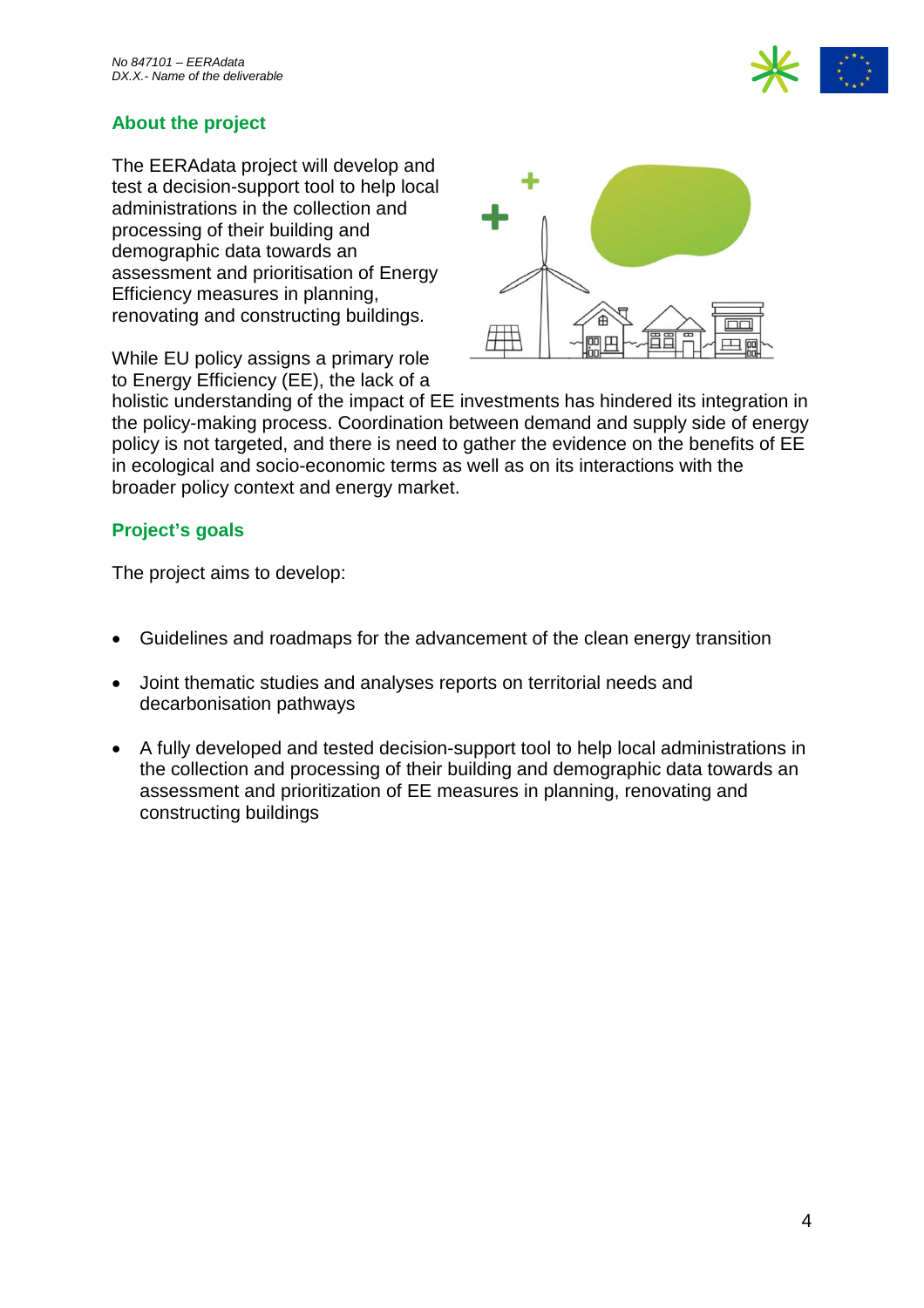## About the project

The EERAdata project will develop and test a decision-support tool to help local administrations in the collection and processing of their building and demographic data towards an assessment and prioritisation of Energy Efficiency measures in planning, renovating and constructing buildings.

While EU policy assigns a primary role to Energy Efficiency (EE), the lack of a holistic understanding of the impact of EE investments has hindered its integration in the policy-making process. Coordination between demand and supply side of energy policy is not targeted, and there is need to gather the evidence on the benefits of EE in ecological and socio-economic terms as well as on its interactions with the broader policy context and energy market.

## Project's goals

The project aims to develop:

- Guidelines and roadmaps for the advancement of the clean energy transition
- Joint thematic studies and analyses reports on territorial needs and decarbonisation pathways
- A fully developed and tested decision-support tool to help local administrations in the collection and processing of their building and demographic data towards an assessment and prioritization of EE measures in planning, renovating and constructing buildings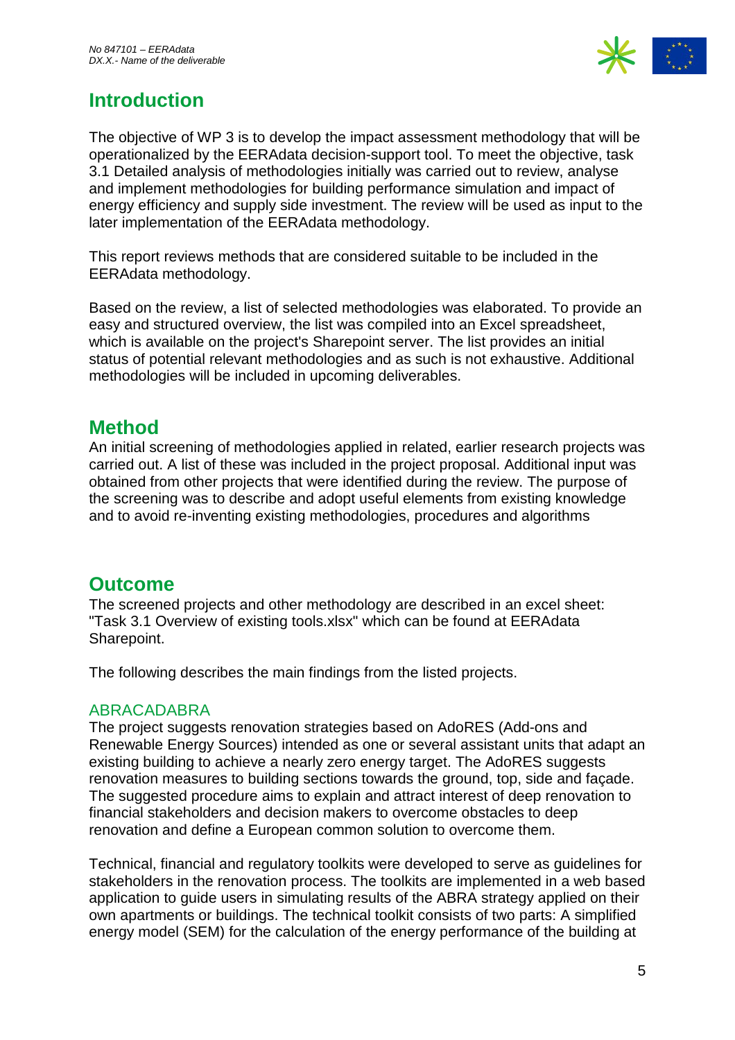## Introduction

The objective of WP 3 is to develop the impact assessment methodology that will be operationalized by the EERAdata decision-support tool. To meet the objective, task 3.1 Detailed analysis of methodologies initially was carried out to review, analyse and implement methodologies for building performance simulation and impact of energy efficiency and supply side investment. The review will be used as input to the later implementation of the EERAdata methodology.

This report reviews methods that are considered suitable to be included in the EERAdata methodology.

Based on the review, a list of selected methodologies was elaborated. To provide an easy and structured overview, the list was compiled into an Excel spreadsheet, which is available on the project's Sharepoint server. The list provides an initial status of potential relevant methodologies and as such is not exhaustive. Additional methodologies will be included in upcoming deliverables.

## Method

An initial screening of methodologies applied in related, earlier research projects was carried out. A list of these was included in the project proposal. Additional input was obtained from other projects that were identified during the review. The purpose of the screening was to describe and adopt useful elements from existing knowledge and to avoid re-inventing existing methodologies, procedures and algorithms

## Outcome

The screened projects and other methodology are described in an excel sheet: "Task 3.1 Overview of existing tools.xlsx" which can be found at EERAdata Sharepoint.

The following describes the main findings from the listed projects.

### ABRACADABRA

The project suggests renovation strategies based on AdoRES (Add-ons and Renewable Energy Sources) intended as one or several assistant units that adapt an existing building to achieve a nearly zero energy target. The AdoRES suggests renovation measures to building sections towards the ground, top, side and façade. The suggested procedure aims to explain and attract interest of deep renovation to financial stakeholders and decision makers to overcome obstacles to deep renovation and define a European common solution to overcome them.

Technical, financial and regulatory toolkits were developed to serve as guidelines for stakeholders in the renovation process. The toolkits are implemented in a web based application to guide users in simulating results of the ABRA strategy applied on their own apartments or buildings. The technical toolkit consists of two parts: A simplified energy model (SEM) for the calculation of the energy performance of the building at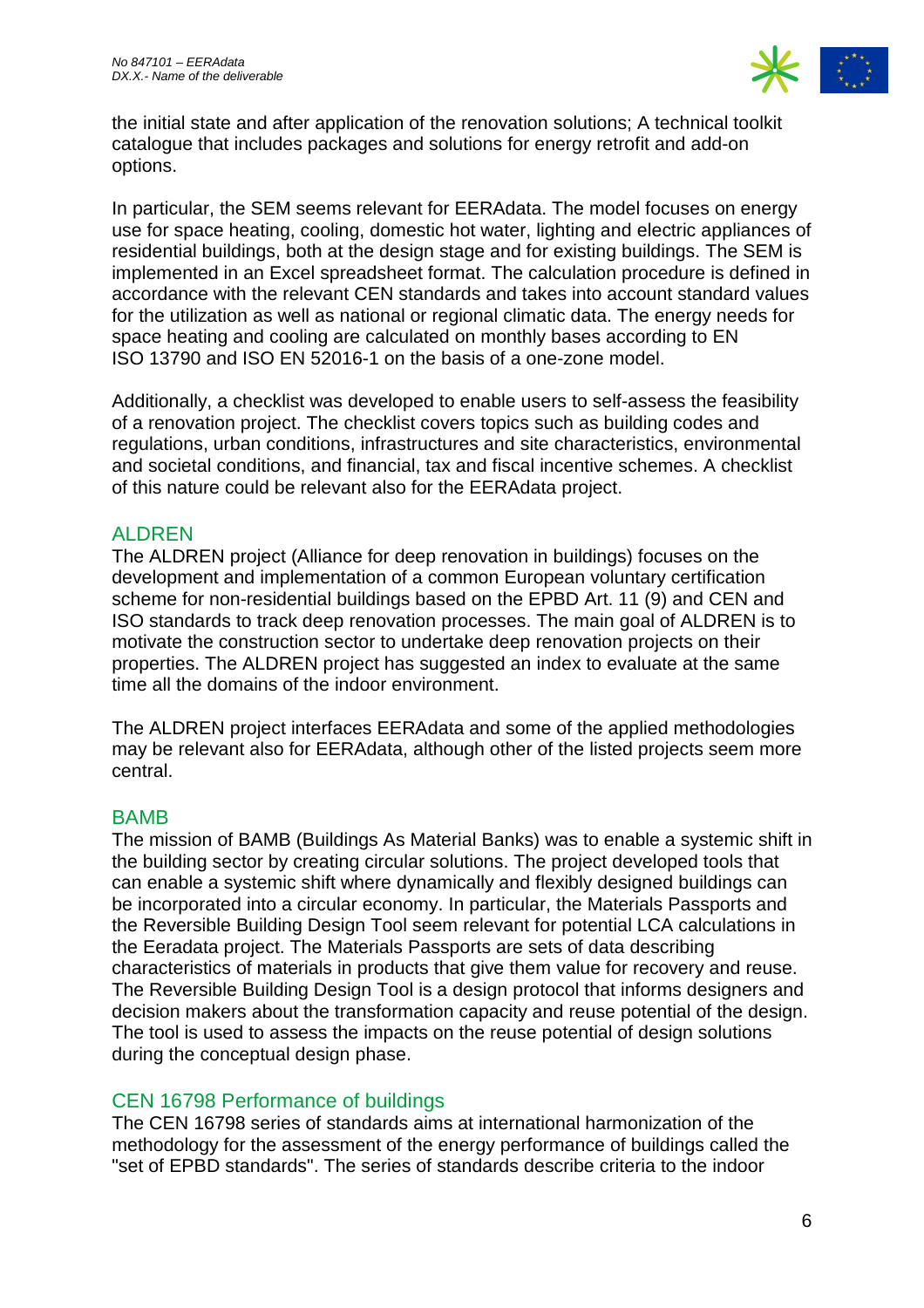the initial state and after application of the renovation solutions; A technical toolkit catalogue that includes packages and solutions for energy retrofit and add-on options.

In particular, the SEM seems relevant for EERAdata. The model focuses on energy use for space heating, cooling, domestic hot water, lighting and electric appliances of residential buildings, both at the design stage and for existing buildings. The SEM is implemented in an Excel spreadsheet format. The calculation procedure is defined in accordance with the relevant CEN standards and takes into account standard values for the utilization as well as national or regional climatic data. The energy needs for space heating and cooling are calculated on monthly bases according to EN ISO 13790 and ISO EN 52016-1 on the basis of a one-zone model.

Additionally, a checklist was developed to enable users to self-assess the feasibility of a renovation project. The checklist covers topics such as building codes and regulations, urban conditions, infrastructures and site characteristics, environmental and societal conditions, and financial, tax and fiscal incentive schemes. A checklist of this nature could be relevant also for the EERAdata project.

### ALDREN

The ALDREN project (Alliance for deep renovation in buildings) focuses on the development and implementation of a common European voluntary certification scheme for non-residential buildings based on the EPBD Art. 11 (9) and CEN and ISO standards to track deep renovation processes. The main goal of ALDREN is to motivate the construction sector to undertake deep renovation projects on their properties. The ALDREN project has suggested an index to evaluate at the same time all the domains of the indoor environment.

The ALDREN project interfaces EERAdata and some of the applied methodologies may be relevant also for EERAdata, although other of the listed projects seem more central.

### BAMB

The mission of BAMB (Buildings As Material Banks) was to enable a systemic shift in the building sector by creating circular solutions. The project developed tools that can enable a systemic shift where dynamically and flexibly designed buildings can be incorporated into a circular economy. In particular, the Materials Passports and the Reversible Building Design Tool seem relevant for potential LCA calculations in the Eeradata project. The Materials Passports are sets of data describing characteristics of materials in products that give them value for recovery and reuse. The Reversible Building Design Tool is a design protocol that informs designers and decision makers about the transformation capacity and reuse potential of the design. The tool is used to assess the impacts on the reuse potential of design solutions during the conceptual design phase.

### CEN 16798 Performance of buildings

The CEN 16798 series of standards aims at international harmonization of the methodology for the assessment of the energy performance of buildings called the "set of EPBD standards". The series of standards describe criteria to the indoor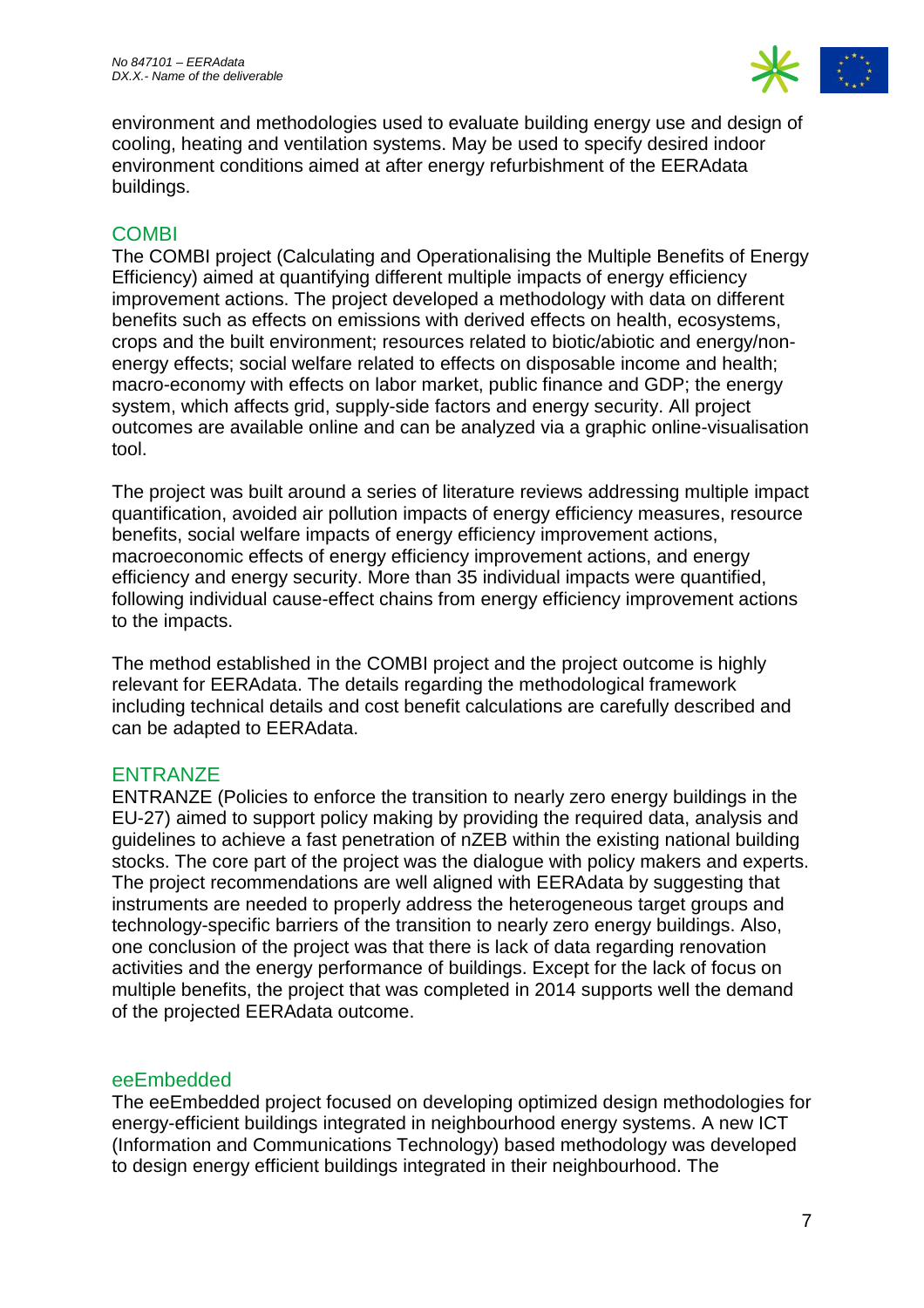environment and methodologies used to evaluate building energy use and design of cooling, heating and ventilation systems. May be used to specify desired indoor environment conditions aimed at after energy refurbishment of the EERAdata buildings.

## COMBI

The COMBI project (Calculating and Operationalising the Multiple Benefits of Energy Efficiency) aimed at quantifying different multiple impacts of energy efficiency improvement actions. The project developed a methodology with data on different benefits such as effects on emissions with derived effects on health, ecosystems, crops and the built environment; resources related to biotic/abiotic and energy/non-energy effects; social welfare related to effects on disposable income and health; macro-economy with effects on labor market, public finance and GDP; the energy system, which affects grid, supply-side factors and energy security. All project outcomes are available online and can be analyzed via a graphic online-visualisation tool.

The project was built around a series of literature reviews addressing multiple impact quantification, avoided air pollution impacts of energy efficiency measures, resource benefits, social welfare impacts of energy efficiency improvement actions, macroeconomic effects of energy efficiency improvement actions, and energy efficiency and energy security. More than 35 individual impacts were quantified, following individual cause-effect chains from energy efficiency improvement actions to the impacts.

The method established in the COMBI project and the project outcome is highly relevant for EERAdata. The details regarding the methodological framework including technical details and cost benefit calculations are carefully described and can be adapted to EERAdata.

## ENTRANZE

ENTRANZE (Policies to enforce the transition to nearly zero energy buildings in the EU-27) aimed to support policy making by providing the required data, analysis and guidelines to achieve a fast penetration of nZEB within the existing national building stocks. The core part of the project was the dialogue with policy makers and experts. The project recommendations are well aligned with EERAdata by suggesting that instruments are needed to properly address the heterogeneous target groups and technology-specific barriers of the transition to nearly zero energy buildings. Also, one conclusion of the project was that there is lack of data regarding renovation activities and the energy performance of buildings. Except for the lack of focus on multiple benefits, the project that was completed in 2014 supports well the demand of the projected EERAdata outcome.

## eeEmbedded

The eeEmbedded project focused on developing optimized design methodologies for energy-efficient buildings integrated in neighbourhood energy systems. A new ICT (Information and Communications Technology) based methodology was developed to design energy efficient buildings integrated in their neighbourhood. The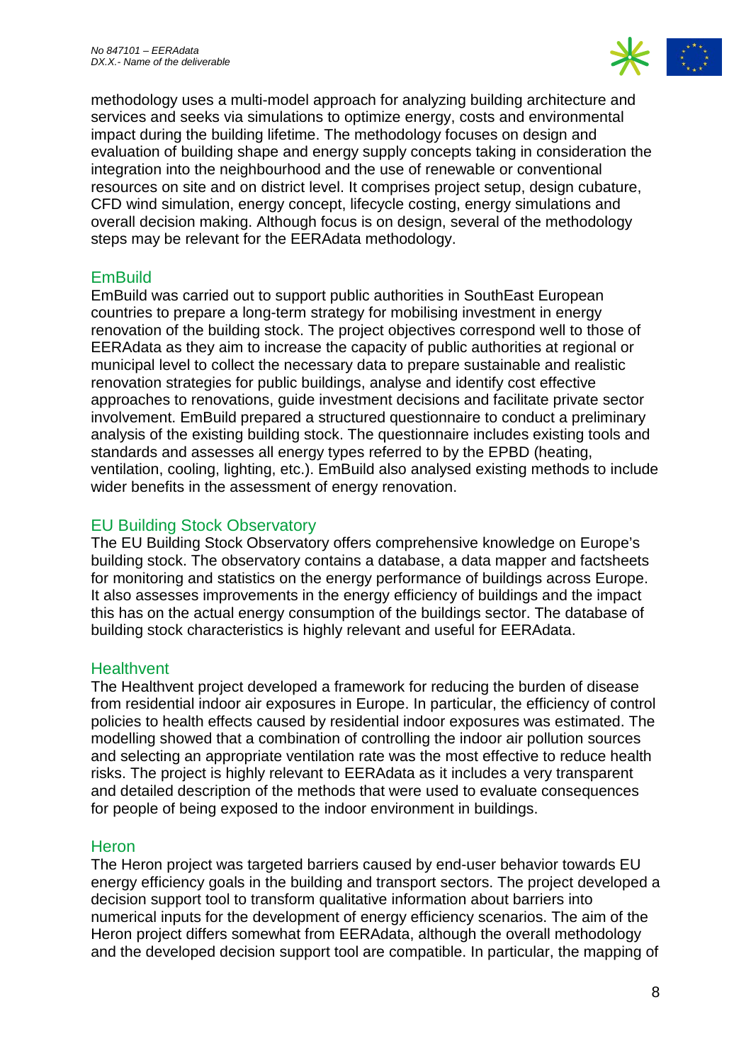methodology uses a multi-model approach for analyzing building architecture and services and seeks via simulations to optimize energy, costs and environmental impact during the building lifetime. The methodology focuses on design and evaluation of building shape and energy supply concepts taking in consideration the integration into the neighbourhood and the use of renewable or conventional resources on site and on district level. It comprises project setup, design cubature, CFD wind simulation, energy concept, lifecycle costing, energy simulations and overall decision making. Although focus is on design, several of the methodology steps may be relevant for the EERAdata methodology.

### EmBuild

EmBuild was carried out to support public authorities in SouthEast European countries to prepare a long-term strategy for mobilising investment in energy renovation of the building stock. The project objectives correspond well to those of EERAdata as they aim to increase the capacity of public authorities at regional or municipal level to collect the necessary data to prepare sustainable and realistic renovation strategies for public buildings, analyse and identify cost effective approaches to renovations, guide investment decisions and facilitate private sector involvement. EmBuild prepared a structured questionnaire to conduct a preliminary analysis of the existing building stock. The questionnaire includes existing tools and standards and assesses all energy types referred to by the EPBD (heating, ventilation, cooling, lighting, etc.). EmBuild also analysed existing methods to include wider benefits in the assessment of energy renovation.

### EU Building Stock Observatory

The EU Building Stock Observatory offers comprehensive knowledge on Europe's building stock. The observatory contains a database, a data mapper and factsheets for monitoring and statistics on the energy performance of buildings across Europe. It also assesses improvements in the energy efficiency of buildings and the impact this has on the actual energy consumption of the buildings sector. The database of building stock characteristics is highly relevant and useful for EERAdata.

### Healthvent

The Healthvent project developed a framework for reducing the burden of disease from residential indoor air exposures in Europe. In particular, the efficiency of control policies to health effects caused by residential indoor exposures was estimated. The modelling showed that a combination of controlling the indoor air pollution sources and selecting an appropriate ventilation rate was the most effective to reduce health risks. The project is highly relevant to EERAdata as it includes a very transparent and detailed description of the methods that were used to evaluate consequences for people of being exposed to the indoor environment in buildings.

### Heron

The Heron project was targeted barriers caused by end-user behavior towards EU energy efficiency goals in the building and transport sectors. The project developed a decision support tool to transform qualitative information about barriers into numerical inputs for the development of energy efficiency scenarios. The aim of the Heron project differs somewhat from EERAdata, although the overall methodology and the developed decision support tool are compatible. In particular, the mapping of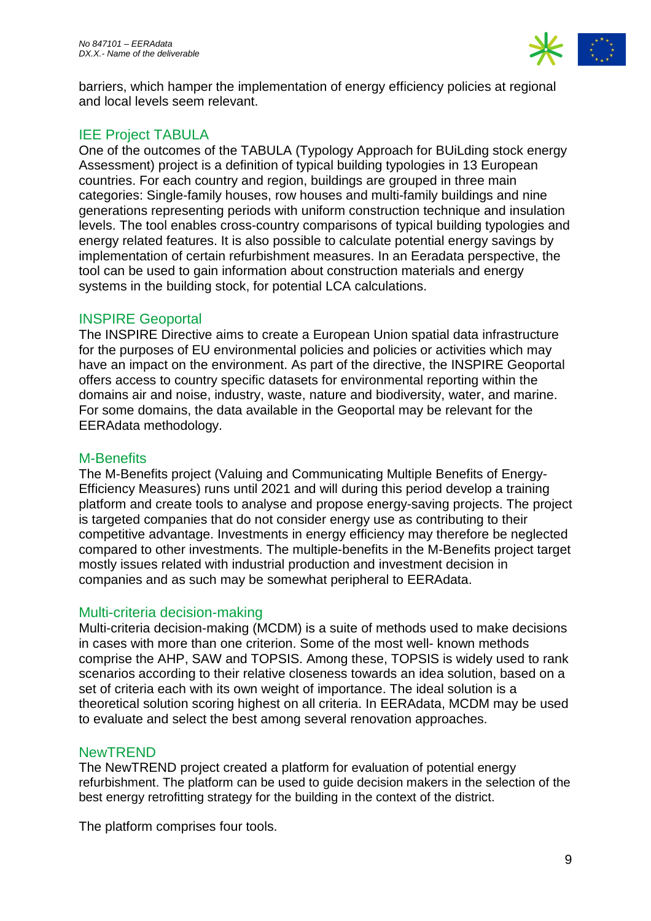barriers, which hamper the implementation of energy efficiency policies at regional and local levels seem relevant.

### IEE Project TABULA

One of the outcomes of the TABULA (Typology Approach for BUiLding stock energy Assessment) project is a definition of typical building typologies in 13 European countries. For each country and region, buildings are grouped in three main categories: Single-family houses, row houses and multi-family buildings and nine generations representing periods with uniform construction technique and insulation levels. The tool enables cross-country comparisons of typical building typologies and energy related features. It is also possible to calculate potential energy savings by implementation of certain refurbishment measures. In an Eeradata perspective, the tool can be used to gain information about construction materials and energy systems in the building stock, for potential LCA calculations.

### INSPIRE Geoportal

The INSPIRE Directive aims to create a European Union spatial data infrastructure for the purposes of EU environmental policies and policies or activities which may have an impact on the environment. As part of the directive, the INSPIRE Geoportal offers access to country specific datasets for environmental reporting within the domains air and noise, industry, waste, nature and biodiversity, water, and marine. For some domains, the data available in the Geoportal may be relevant for the EERAdata methodology.

### M-Benefits

The M-Benefits project (Valuing and Communicating Multiple Benefits of Energy-Efficiency Measures) runs until 2021 and will during this period develop a training platform and create tools to analyse and propose energy-saving projects. The project is targeted companies that do not consider energy use as contributing to their competitive advantage. Investments in energy efficiency may therefore be neglected compared to other investments. The multiple-benefits in the M-Benefits project target mostly issues related with industrial production and investment decision in companies and as such may be somewhat peripheral to EERAdata.

### Multi-criteria decision-making

Multi-criteria decision-making (MCDM) is a suite of methods used to make decisions in cases with more than one criterion. Some of the most well- known methods comprise the AHP, SAW and TOPSIS. Among these, TOPSIS is widely used to rank scenarios according to their relative closeness towards an idea solution, based on a set of criteria each with its own weight of importance. The ideal solution is a theoretical solution scoring highest on all criteria. In EERAdata, MCDM may be used to evaluate and select the best among several renovation approaches.

### NewTREND

The NewTREND project created a platform for evaluation of potential energy refurbishment. The platform can be used to guide decision makers in the selection of the best energy retrofitting strategy for the building in the context of the district.

The platform comprises four tools.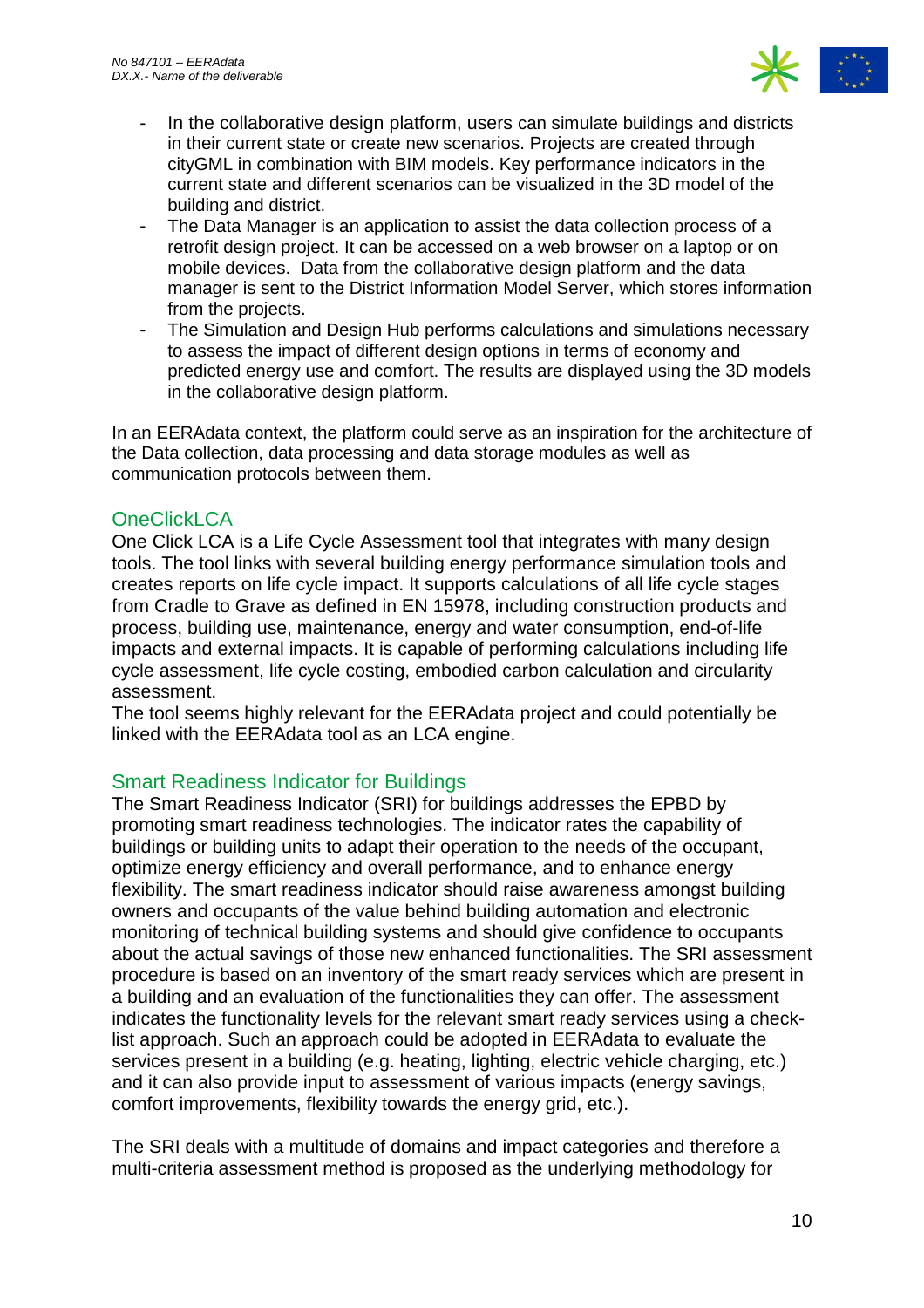- In the collaborative design platform, users can simulate buildings and districts in their current state or create new scenarios. Projects are created through cityGML in combination with BIM models. Key performance indicators in the current state and different scenarios can be visualized in the 3D model of the building and district.
- The Data Manager is an application to assist the data collection process of a retrofit design project. It can be accessed on a web browser on a laptop or on mobile devices. Data from the collaborative design platform and the data manager is sent to the District Information Model Server, which stores information from the projects.
- The Simulation and Design Hub performs calculations and simulations necessary to assess the impact of different design options in terms of economy and predicted energy use and comfort. The results are displayed using the 3D models in the collaborative design platform.

In an EERAdata context, the platform could serve as an inspiration for the architecture of the Data collection, data processing and data storage modules as well as communication protocols between them.

### OneClickLCA

One Click LCA is a Life Cycle Assessment tool that integrates with many design tools. The tool links with several building energy performance simulation tools and creates reports on life cycle impact. It supports calculations of all life cycle stages from Cradle to Grave as defined in EN 15978, including construction products and process, building use, maintenance, energy and water consumption, end-of-life impacts and external impacts. It is capable of performing calculations including life cycle assessment, life cycle costing, embodied carbon calculation and circularity assessment.
The tool seems highly relevant for the EERAdata project and could potentially be linked with the EERAdata tool as an LCA engine.

### Smart Readiness Indicator for Buildings

The Smart Readiness Indicator (SRI) for buildings addresses the EPBD by promoting smart readiness technologies. The indicator rates the capability of buildings or building units to adapt their operation to the needs of the occupant, optimize energy efficiency and overall performance, and to enhance energy flexibility. The smart readiness indicator should raise awareness amongst building owners and occupants of the value behind building automation and electronic monitoring of technical building systems and should give confidence to occupants about the actual savings of those new enhanced functionalities. The SRI assessment procedure is based on an inventory of the smart ready services which are present in a building and an evaluation of the functionalities they can offer. The assessment indicates the functionality levels for the relevant smart ready services using a check-list approach. Such an approach could be adopted in EERAdata to evaluate the services present in a building (e.g. heating, lighting, electric vehicle charging, etc.) and it can also provide input to assessment of various impacts (energy savings, comfort improvements, flexibility towards the energy grid, etc.).

The SRI deals with a multitude of domains and impact categories and therefore a multi-criteria assessment method is proposed as the underlying methodology for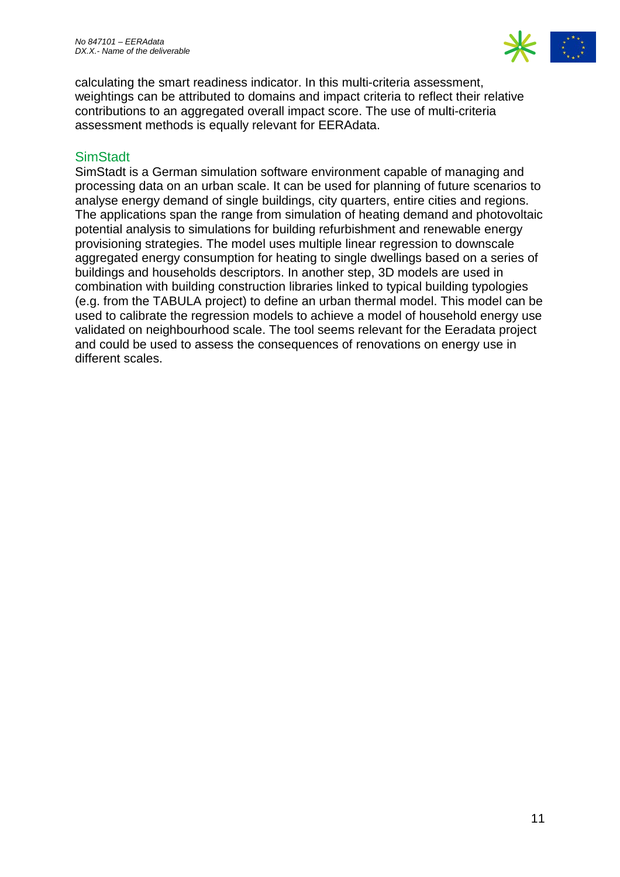calculating the smart readiness indicator. In this multi-criteria assessment, weightings can be attributed to domains and impact criteria to reflect their relative contributions to an aggregated overall impact score. The use of multi-criteria assessment methods is equally relevant for EERAdata.

### SimStadt

SimStadt is a German simulation software environment capable of managing and processing data on an urban scale. It can be used for planning of future scenarios to analyse energy demand of single buildings, city quarters, entire cities and regions. The applications span the range from simulation of heating demand and photovoltaic potential analysis to simulations for building refurbishment and renewable energy provisioning strategies. The model uses multiple linear regression to downscale aggregated energy consumption for heating to single dwellings based on a series of buildings and households descriptors. In another step, 3D models are used in combination with building construction libraries linked to typical building typologies (e.g. from the TABULA project) to define an urban thermal model. This model can be used to calibrate the regression models to achieve a model of household energy use validated on neighbourhood scale. The tool seems relevant for the Eeradata project and could be used to assess the consequences of renovations on energy use in different scales.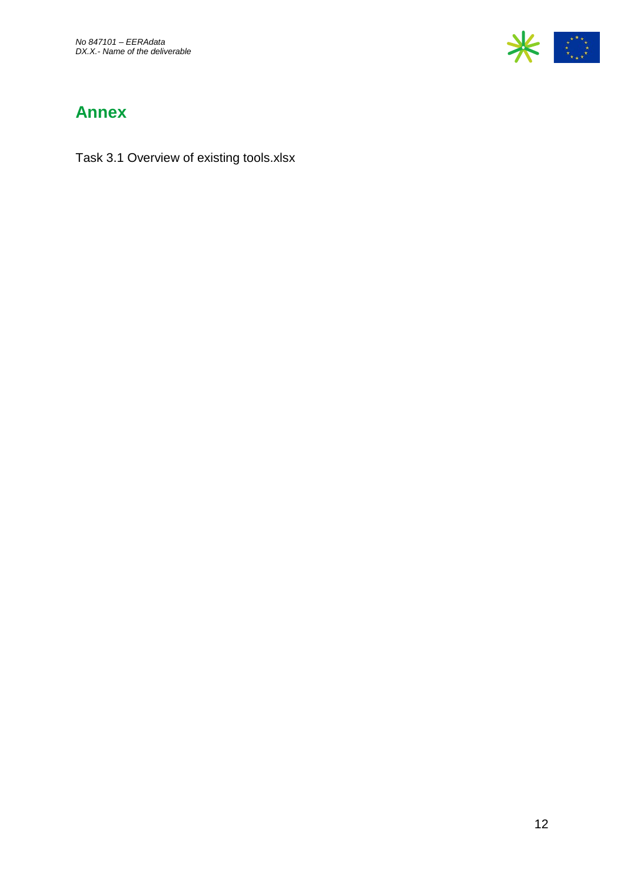# Annex

Task 3.1 Overview of existing tools.xlsx